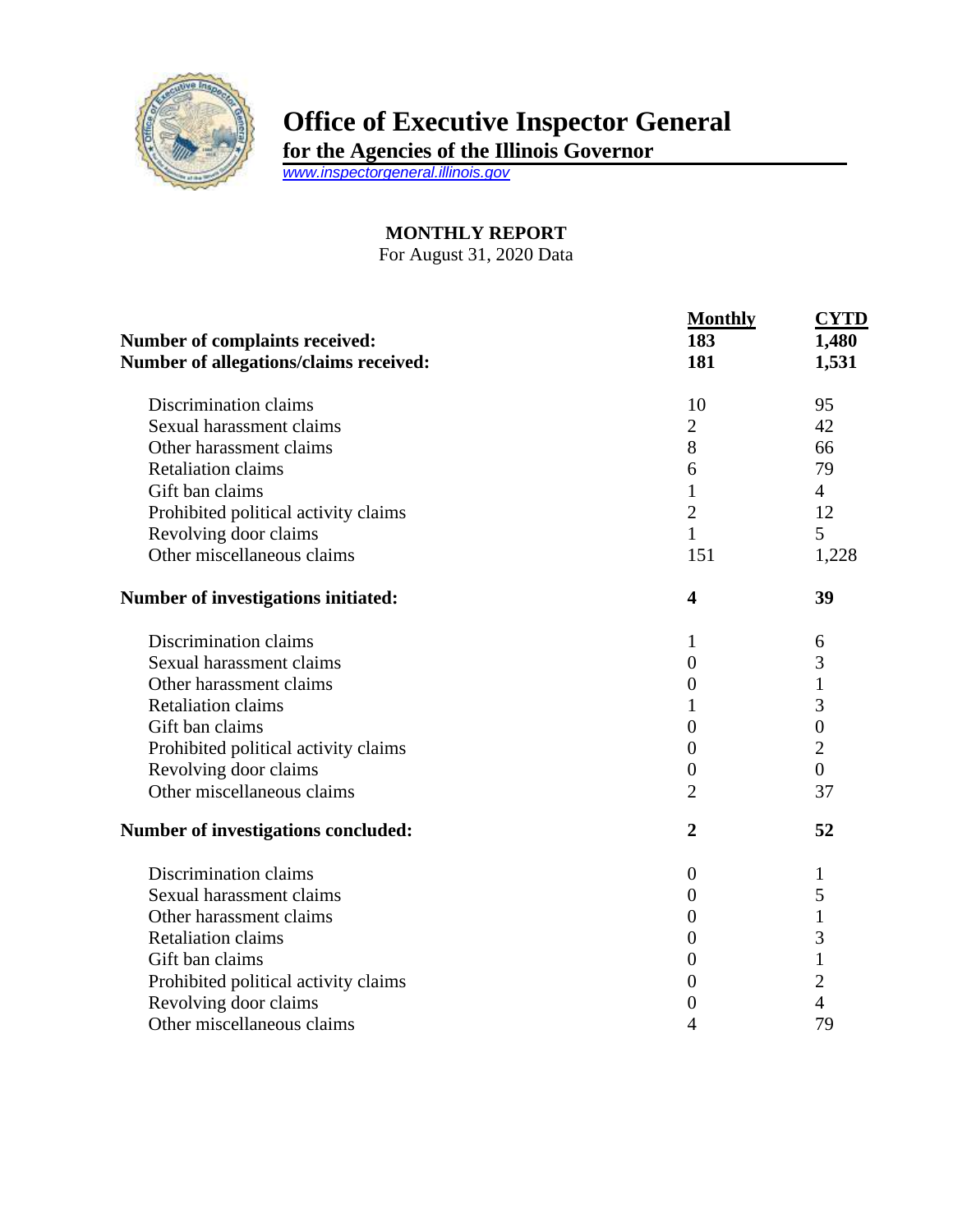# Office of Executive Inspector General

**for the Agencies of the Illinois Governor**

www.inspectorgeneral.illinois.gov

**MONTHLY REPORT**

For August 31, 2020 Data

| | **Monthly** | **CYTD** |
|---|---|---|
| **Number of complaints received:** | **183** | **1,480** |
| **Number of allegations/claims received:** | **181** | **1,531** |
| Discrimination claims | 10 | 95 |
| Sexual harassment claims | 2 | 42 |
| Other harassment claims | 8 | 66 |
| Retaliation claims | 6 | 79 |
| Gift ban claims | 1 | 4 |
| Prohibited political activity claims | 2 | 12 |
| Revolving door claims | 1 | 5 |
| Other miscellaneous claims | 151 | 1,228 |
| **Number of investigations initiated:** | **4** | **39** |
| Discrimination claims | 1 | 6 |
| Sexual harassment claims | 0 | 3 |
| Other harassment claims | 0 | 1 |
| Retaliation claims | 1 | 3 |
| Gift ban claims | 0 | 0 |
| Prohibited political activity claims | 0 | 2 |
| Revolving door claims | 0 | 0 |
| Other miscellaneous claims | 2 | 37 |
| **Number of investigations concluded:** | **2** | **52** |
| Discrimination claims | 0 | 1 |
| Sexual harassment claims | 0 | 5 |
| Other harassment claims | 0 | 1 |
| Retaliation claims | 0 | 3 |
| Gift ban claims | 0 | 1 |
| Prohibited political activity claims | 0 | 2 |
| Revolving door claims | 0 | 4 |
| Other miscellaneous claims | 4 | 79 |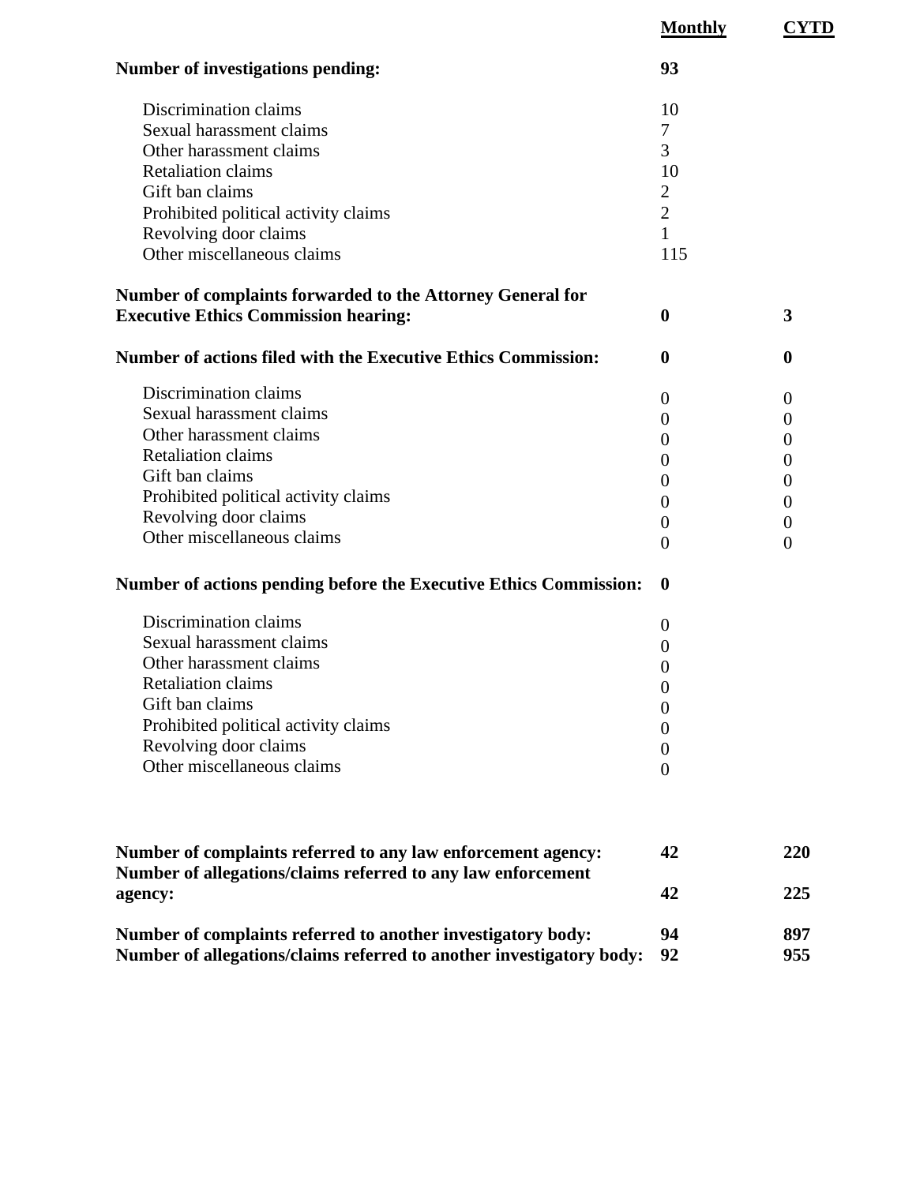| | Monthly | CYTD |
|---|---|---|
| **Number of investigations pending:** | **93** | |
| Discrimination claims | 10 | |
| Sexual harassment claims | 7 | |
| Other harassment claims | 3 | |
| Retaliation claims | 10 | |
| Gift ban claims | 2 | |
| Prohibited political activity claims | 2 | |
| Revolving door claims | 1 | |
| Other miscellaneous claims | 115 | |
| **Number of complaints forwarded to the Attorney General for Executive Ethics Commission hearing:** | **0** | **3** |
| **Number of actions filed with the Executive Ethics Commission:** | **0** | **0** |
| Discrimination claims | 0 | 0 |
| Sexual harassment claims | 0 | 0 |
| Other harassment claims | 0 | 0 |
| Retaliation claims | 0 | 0 |
| Gift ban claims | 0 | 0 |
| Prohibited political activity claims | 0 | 0 |
| Revolving door claims | 0 | 0 |
| Other miscellaneous claims | 0 | 0 |
| **Number of actions pending before the Executive Ethics Commission:** | **0** | |
| Discrimination claims | 0 | |
| Sexual harassment claims | 0 | |
| Other harassment claims | 0 | |
| Retaliation claims | 0 | |
| Gift ban claims | 0 | |
| Prohibited political activity claims | 0 | |
| Revolving door claims | 0 | |
| Other miscellaneous claims | 0 | |
| **Number of complaints referred to any law enforcement agency:** | **42** | **220** |
| **Number of allegations/claims referred to any law enforcement agency:** | **42** | **225** |
| **Number of complaints referred to another investigatory body:** | **94** | **897** |
| **Number of allegations/claims referred to another investigatory body:** | **92** | **955** |